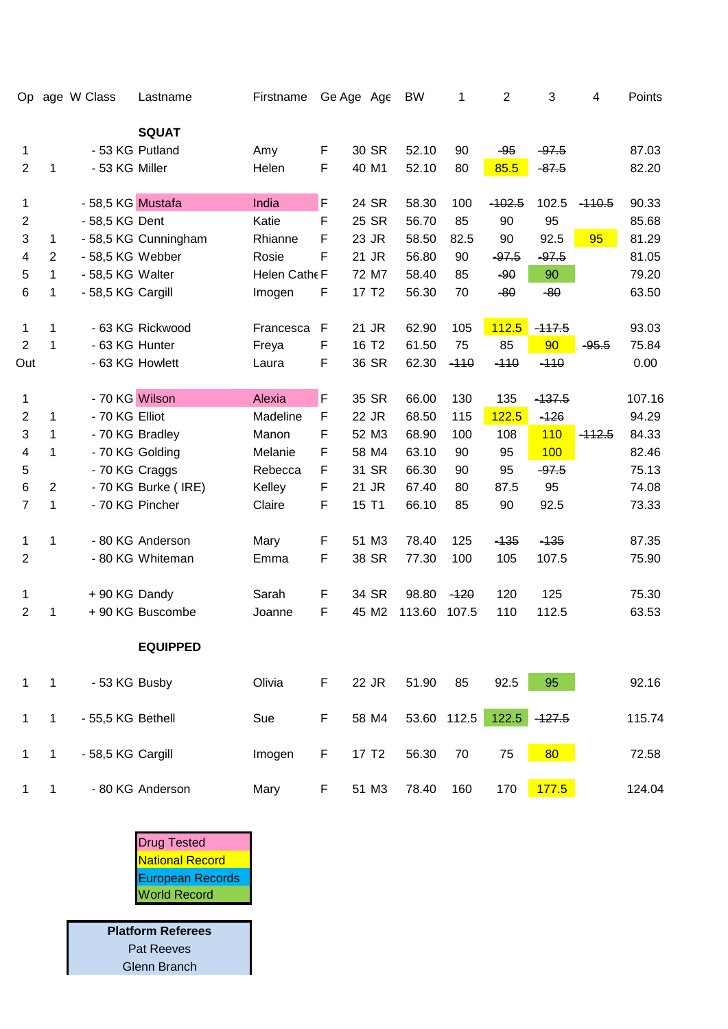| Op | age | W Class | Lastname | Firstname | Ge | Age | Age | BW | 1 | 2 | 3 | 4 | Points |
|---|---|---|---|---|---|---|---|---|---|---|---|---|---|
| | | | **SQUAT** | | | | | | | | | | |
| 1 | | - 53 KG | Putland | Amy | F | 30 | SR | 52.10 | 90 | ~~-95~~ | ~~-97.5~~ | | 87.03 |
| 2 | 1 | - 53 KG | Miller | Helen | F | 40 | M1 | 52.10 | 80 | 85.5 | ~~-87.5~~ | | 82.20 |
| | | | | | | | | | | | | | |
| 1 | | - 58,5 KG | Mustafa | India | F | 24 | SR | 58.30 | 100 | ~~-102.5~~ | 102.5 | ~~-110.5~~ | 90.33 |
| 2 | | - 58,5 KG | Dent | Katie | F | 25 | SR | 56.70 | 85 | 90 | 95 | | 85.68 |
| 3 | 1 | - 58,5 KG | Cunningham | Rhianne | F | 23 | JR | 58.50 | 82.5 | 90 | 92.5 | 95 | 81.29 |
| 4 | 2 | - 58,5 KG | Webber | Rosie | F | 21 | JR | 56.80 | 90 | ~~-97.5~~ | ~~-97.5~~ | | 81.05 |
| 5 | 1 | - 58,5 KG | Walter | Helen Cathe | F | 72 | M7 | 58.40 | 85 | ~~-90~~ | 90 | | 79.20 |
| 6 | 1 | - 58,5 KG | Cargill | Imogen | F | 17 | T2 | 56.30 | 70 | ~~-80~~ | ~~-80~~ | | 63.50 |
| | | | | | | | | | | | | | |
| 1 | 1 | - 63 KG | Rickwood | Francesca | F | 21 | JR | 62.90 | 105 | 112.5 | ~~-117.5~~ | | 93.03 |
| 2 | 1 | - 63 KG | Hunter | Freya | F | 16 | T2 | 61.50 | 75 | 85 | 90 | ~~-95.5~~ | 75.84 |
| Out | | - 63 KG | Howlett | Laura | F | 36 | SR | 62.30 | ~~-110~~ | ~~-110~~ | ~~-110~~ | | 0.00 |
| | | | | | | | | | | | | | |
| 1 | | - 70 KG | Wilson | Alexia | F | 35 | SR | 66.00 | 130 | 135 | ~~-137.5~~ | | 107.16 |
| 2 | 1 | - 70 KG | Elliot | Madeline | F | 22 | JR | 68.50 | 115 | 122.5 | ~~-126~~ | | 94.29 |
| 3 | 1 | - 70 KG | Bradley | Manon | F | 52 | M3 | 68.90 | 100 | 108 | 110 | ~~-112.5~~ | 84.33 |
| 4 | 1 | - 70 KG | Golding | Melanie | F | 58 | M4 | 63.10 | 90 | 95 | 100 | | 82.46 |
| 5 | | - 70 KG | Craggs | Rebecca | F | 31 | SR | 66.30 | 90 | 95 | ~~-97.5~~ | | 75.13 |
| 6 | 2 | - 70 KG | Burke ( IRE) | Kelley | F | 21 | JR | 67.40 | 80 | 87.5 | 95 | | 74.08 |
| 7 | 1 | - 70 KG | Pincher | Claire | F | 15 | T1 | 66.10 | 85 | 90 | 92.5 | | 73.33 |
| | | | | | | | | | | | | | |
| 1 | 1 | - 80 KG | Anderson | Mary | F | 51 | M3 | 78.40 | 125 | ~~-135~~ | ~~-135~~ | | 87.35 |
| 2 | | - 80 KG | Whiteman | Emma | F | 38 | SR | 77.30 | 100 | 105 | 107.5 | | 75.90 |
| | | | | | | | | | | | | | |
| 1 | | + 90 KG | Dandy | Sarah | F | 34 | SR | 98.80 | ~~-120~~ | 120 | 125 | | 75.30 |
| 2 | 1 | + 90 KG | Buscombe | Joanne | F | 45 | M2 | 113.60 | 107.5 | 110 | 112.5 | | 63.53 |
| | | | | | | | | | | | | | |
| | | | **EQUIPPED** | | | | | | | | | | |
| 1 | 1 | - 53 KG | Busby | Olivia | F | 22 | JR | 51.90 | 85 | 92.5 | 95 | | 92.16 |
| 1 | 1 | - 55,5 KG | Bethell | Sue | F | 58 | M4 | 53.60 | 112.5 | 122.5 | ~~-127.5~~ | | 115.74 |
| 1 | 1 | - 58,5 KG | Cargill | Imogen | F | 17 | T2 | 56.30 | 70 | 75 | 80 | | 72.58 |
| 1 | 1 | - 80 KG | Anderson | Mary | F | 51 | M3 | 78.40 | 160 | 170 | 177.5 | | 124.04 |

| Legend |
|---|
| Drug Tested |
| National Record |
| European Records |
| World Record |

| Platform Referees |
|---|
| Pat Reeves |
| Glenn Branch |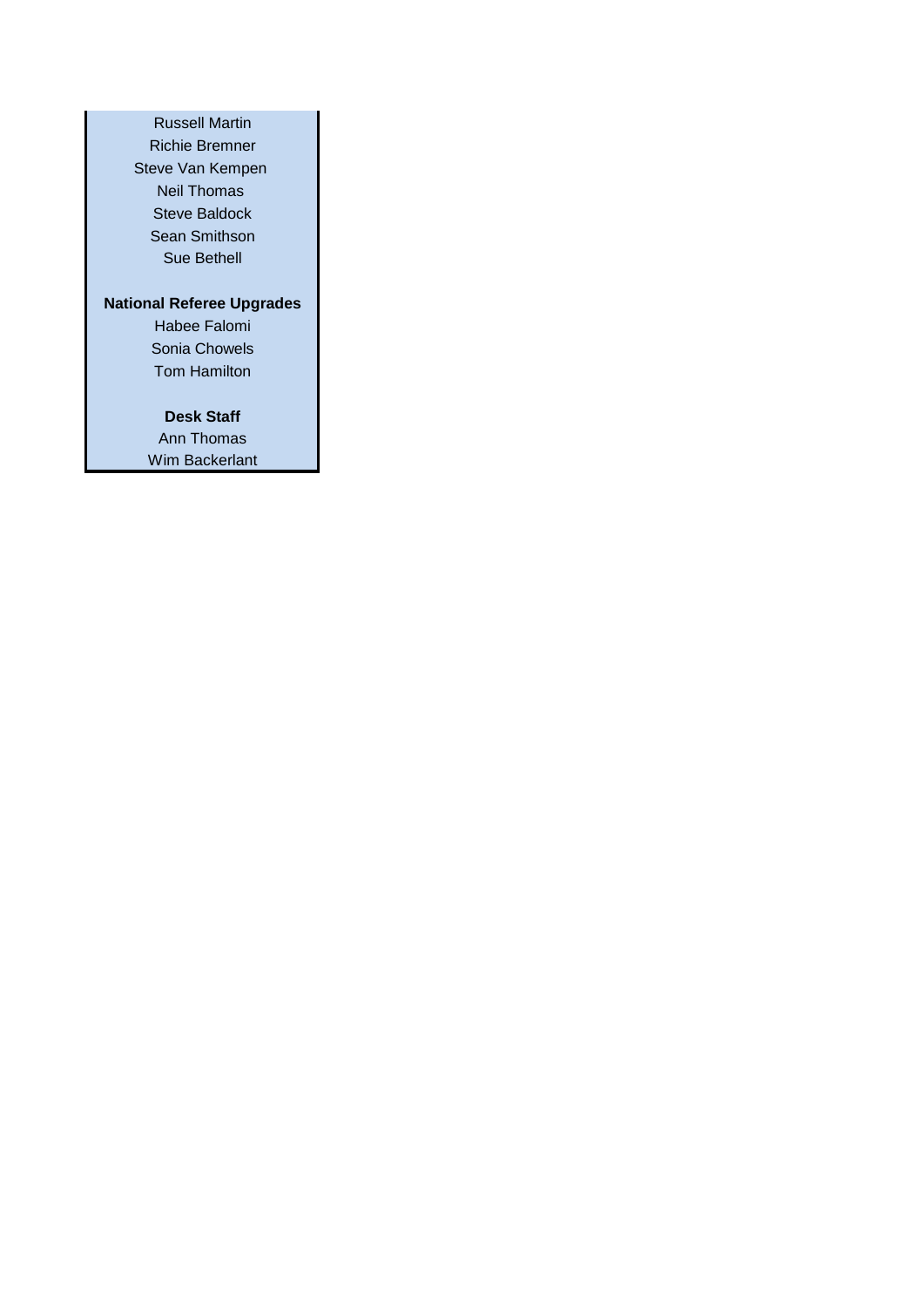Russell Martin
Richie Bremner
Steve Van Kempen
Neil Thomas
Steve Baldock
Sean Smithson
Sue Bethell

**National Referee Upgrades**

Habee Falomi
Sonia Chowels
Tom Hamilton

**Desk Staff**

Ann Thomas
Wim Backerlant